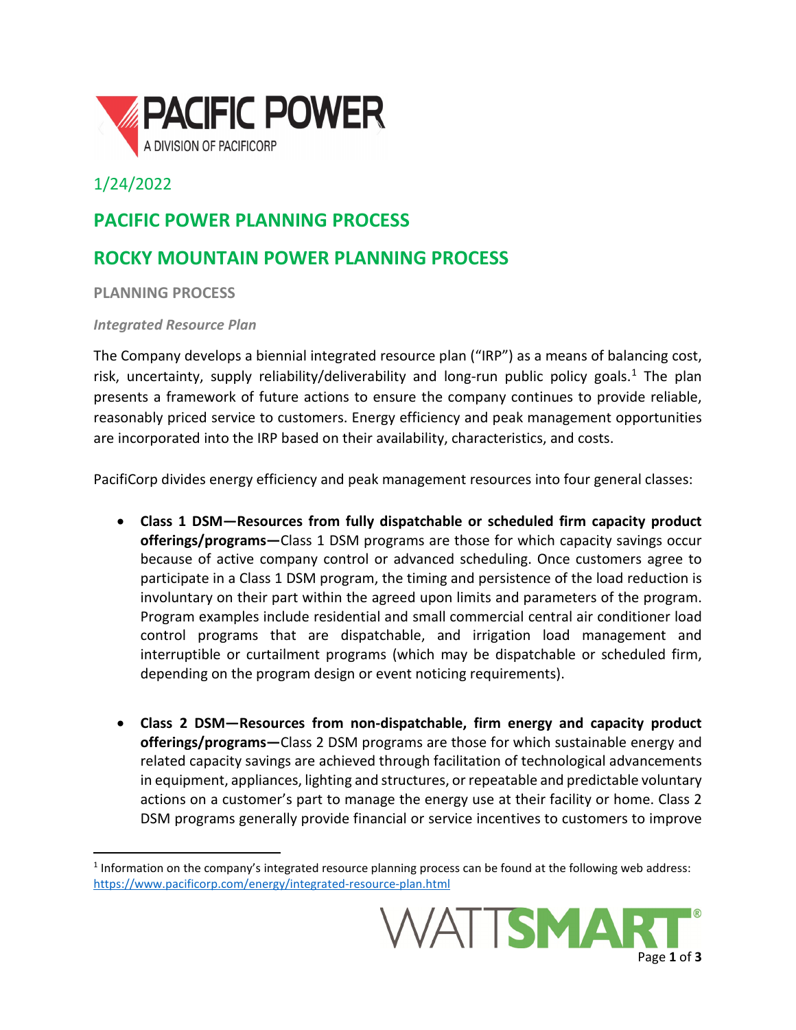1/24/2022

# PACIFIC POWER PLANNING PROCESS

# ROCKY MOUNTAIN POWER PLANNING PROCESS

## PLANNING PROCESS

### *Integrated Resource Plan*

The Company develops a biennial integrated resource plan ("IRP") as a means of balancing cost, risk, uncertainty, supply reliability/deliverability and long-run public policy goals.[1] The plan presents a framework of future actions to ensure the company continues to provide reliable, reasonably priced service to customers. Energy efficiency and peak management opportunities are incorporated into the IRP based on their availability, characteristics, and costs.

PacifiCorp divides energy efficiency and peak management resources into four general classes:

- **Class 1 DSM—Resources from fully dispatchable or scheduled firm capacity product offerings/programs—**Class 1 DSM programs are those for which capacity savings occur because of active company control or advanced scheduling. Once customers agree to participate in a Class 1 DSM program, the timing and persistence of the load reduction is involuntary on their part within the agreed upon limits and parameters of the program. Program examples include residential and small commercial central air conditioner load control programs that are dispatchable, and irrigation load management and interruptible or curtailment programs (which may be dispatchable or scheduled firm, depending on the program design or event noticing requirements).

- **Class 2 DSM—Resources from non-dispatchable, firm energy and capacity product offerings/programs—**Class 2 DSM programs are those for which sustainable energy and related capacity savings are achieved through facilitation of technological advancements in equipment, appliances, lighting and structures, or repeatable and predictable voluntary actions on a customer's part to manage the energy use at their facility or home. Class 2 DSM programs generally provide financial or service incentives to customers to improve

[1] Information on the company's integrated resource planning process can be found at the following web address: https://www.pacificorp.com/energy/integrated-resource-plan.html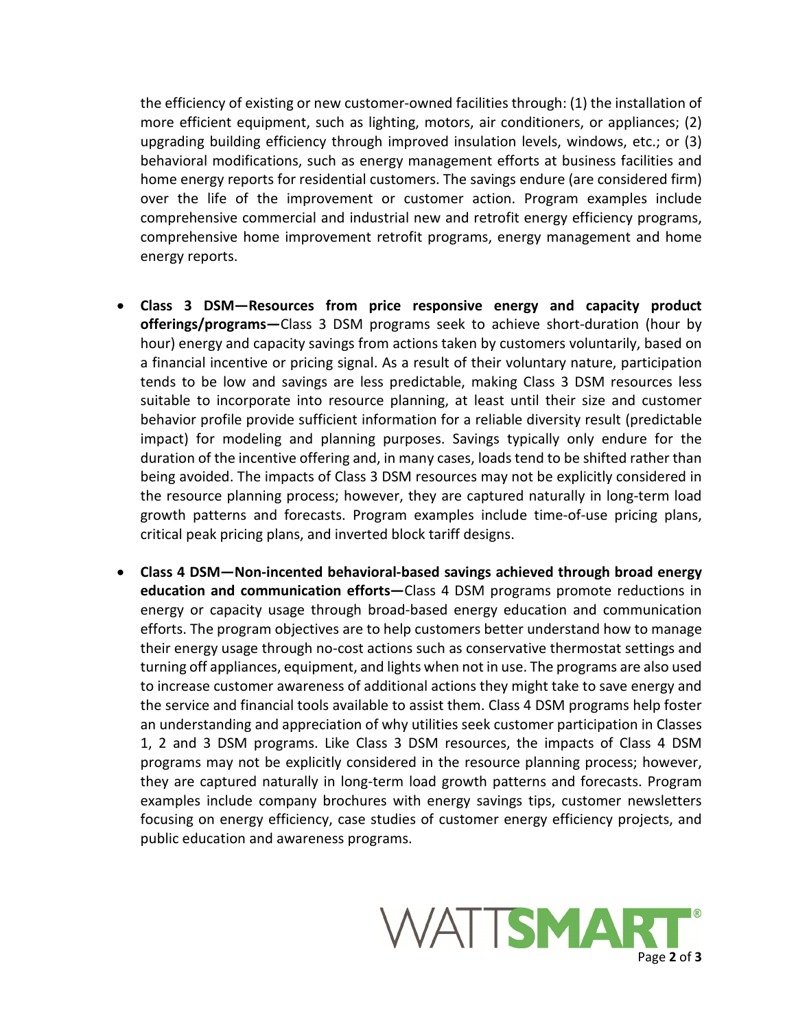the efficiency of existing or new customer-owned facilities through: (1) the installation of more efficient equipment, such as lighting, motors, air conditioners, or appliances; (2) upgrading building efficiency through improved insulation levels, windows, etc.; or (3) behavioral modifications, such as energy management efforts at business facilities and home energy reports for residential customers. The savings endure (are considered firm) over the life of the improvement or customer action. Program examples include comprehensive commercial and industrial new and retrofit energy efficiency programs, comprehensive home improvement retrofit programs, energy management and home energy reports.

- **Class 3 DSM—Resources from price responsive energy and capacity product offerings/programs—**Class 3 DSM programs seek to achieve short-duration (hour by hour) energy and capacity savings from actions taken by customers voluntarily, based on a financial incentive or pricing signal. As a result of their voluntary nature, participation tends to be low and savings are less predictable, making Class 3 DSM resources less suitable to incorporate into resource planning, at least until their size and customer behavior profile provide sufficient information for a reliable diversity result (predictable impact) for modeling and planning purposes. Savings typically only endure for the duration of the incentive offering and, in many cases, loads tend to be shifted rather than being avoided. The impacts of Class 3 DSM resources may not be explicitly considered in the resource planning process; however, they are captured naturally in long-term load growth patterns and forecasts. Program examples include time-of-use pricing plans, critical peak pricing plans, and inverted block tariff designs.

- **Class 4 DSM—Non-incented behavioral-based savings achieved through broad energy education and communication efforts—**Class 4 DSM programs promote reductions in energy or capacity usage through broad-based energy education and communication efforts. The program objectives are to help customers better understand how to manage their energy usage through no-cost actions such as conservative thermostat settings and turning off appliances, equipment, and lights when not in use. The programs are also used to increase customer awareness of additional actions they might take to save energy and the service and financial tools available to assist them. Class 4 DSM programs help foster an understanding and appreciation of why utilities seek customer participation in Classes 1, 2 and 3 DSM programs. Like Class 3 DSM resources, the impacts of Class 4 DSM programs may not be explicitly considered in the resource planning process; however, they are captured naturally in long-term load growth patterns and forecasts. Program examples include company brochures with energy savings tips, customer newsletters focusing on energy efficiency, case studies of customer energy efficiency projects, and public education and awareness programs.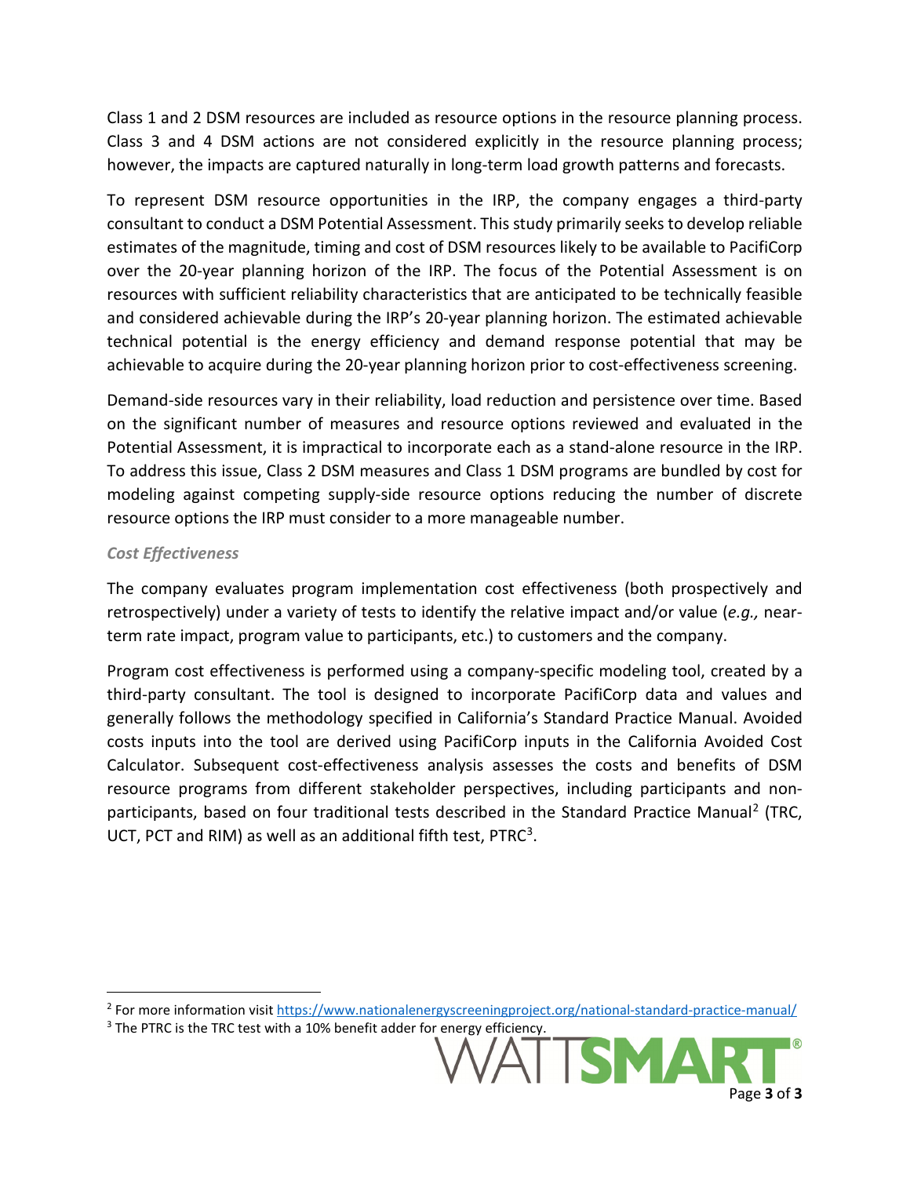Class 1 and 2 DSM resources are included as resource options in the resource planning process. Class 3 and 4 DSM actions are not considered explicitly in the resource planning process; however, the impacts are captured naturally in long-term load growth patterns and forecasts.

To represent DSM resource opportunities in the IRP, the company engages a third-party consultant to conduct a DSM Potential Assessment. This study primarily seeks to develop reliable estimates of the magnitude, timing and cost of DSM resources likely to be available to PacifiCorp over the 20-year planning horizon of the IRP. The focus of the Potential Assessment is on resources with sufficient reliability characteristics that are anticipated to be technically feasible and considered achievable during the IRP's 20-year planning horizon. The estimated achievable technical potential is the energy efficiency and demand response potential that may be achievable to acquire during the 20-year planning horizon prior to cost-effectiveness screening.

Demand-side resources vary in their reliability, load reduction and persistence over time. Based on the significant number of measures and resource options reviewed and evaluated in the Potential Assessment, it is impractical to incorporate each as a stand-alone resource in the IRP. To address this issue, Class 2 DSM measures and Class 1 DSM programs are bundled by cost for modeling against competing supply-side resource options reducing the number of discrete resource options the IRP must consider to a more manageable number.

### *Cost Effectiveness*

The company evaluates program implementation cost effectiveness (both prospectively and retrospectively) under a variety of tests to identify the relative impact and/or value (*e.g.,* near-term rate impact, program value to participants, etc.) to customers and the company.

Program cost effectiveness is performed using a company-specific modeling tool, created by a third-party consultant. The tool is designed to incorporate PacifiCorp data and values and generally follows the methodology specified in California's Standard Practice Manual. Avoided costs inputs into the tool are derived using PacifiCorp inputs in the California Avoided Cost Calculator. Subsequent cost-effectiveness analysis assesses the costs and benefits of DSM resource programs from different stakeholder perspectives, including participants and non-participants, based on four traditional tests described in the Standard Practice Manual[2] (TRC, UCT, PCT and RIM) as well as an additional fifth test, PTRC[3].

---

[2] For more information visit https://www.nationalenergyscreeningproject.org/national-standard-practice-manual/

[3] The PTRC is the TRC test with a 10% benefit adder for energy efficiency.